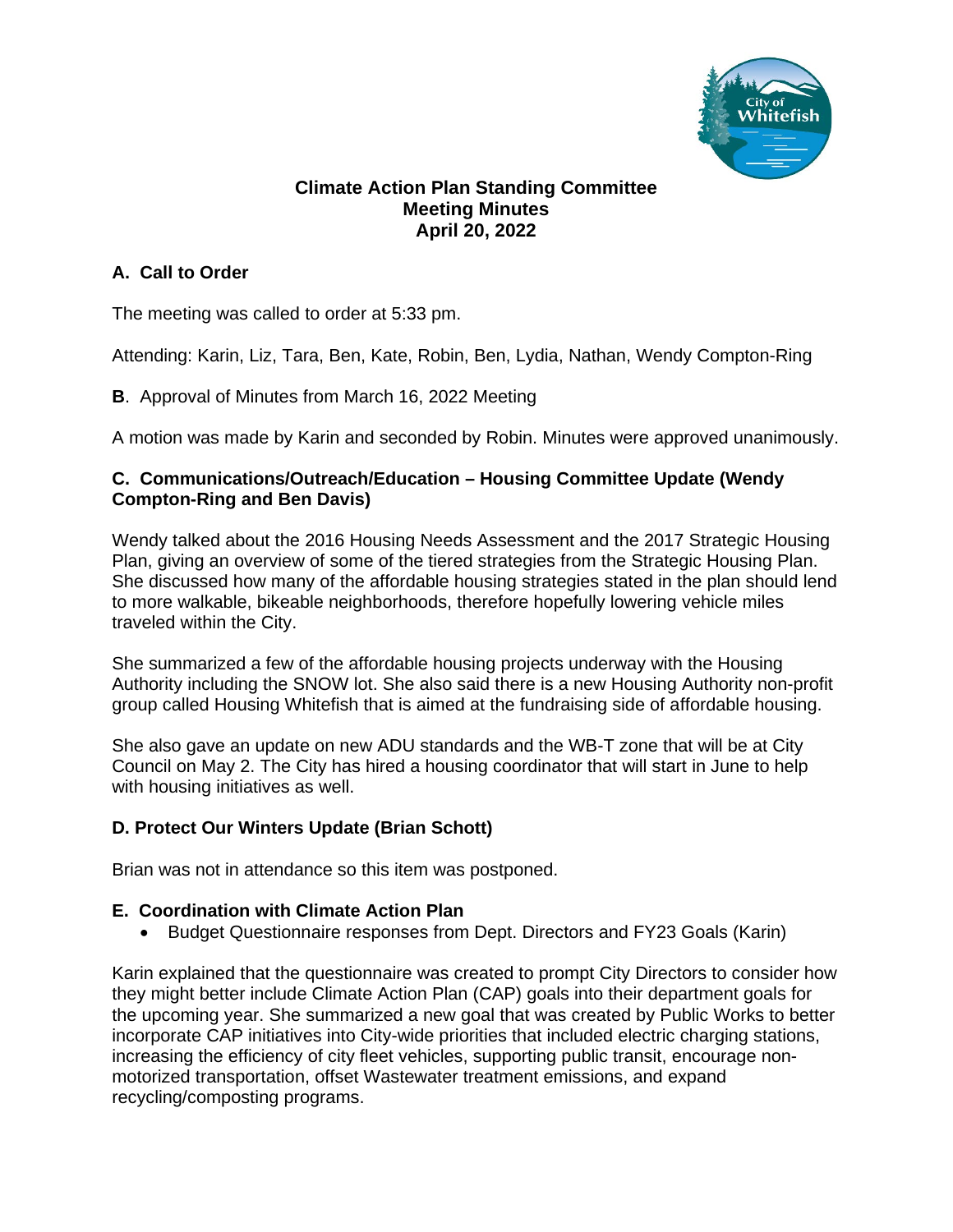# Climate Action Plan Standing Committee
## Meeting Minutes
## April 20, 2022

### A. Call to Order

The meeting was called to order at 5:33 pm.

Attending: Karin, Liz, Tara, Ben, Kate, Robin, Ben, Lydia, Nathan, Wendy Compton-Ring

**B**. Approval of Minutes from March 16, 2022 Meeting

A motion was made by Karin and seconded by Robin. Minutes were approved unanimously.

### C. Communications/Outreach/Education – Housing Committee Update (Wendy Compton-Ring and Ben Davis)

Wendy talked about the 2016 Housing Needs Assessment and the 2017 Strategic Housing Plan, giving an overview of some of the tiered strategies from the Strategic Housing Plan. She discussed how many of the affordable housing strategies stated in the plan should lend to more walkable, bikeable neighborhoods, therefore hopefully lowering vehicle miles traveled within the City.

She summarized a few of the affordable housing projects underway with the Housing Authority including the SNOW lot. She also said there is a new Housing Authority non-profit group called Housing Whitefish that is aimed at the fundraising side of affordable housing.

She also gave an update on new ADU standards and the WB-T zone that will be at City Council on May 2. The City has hired a housing coordinator that will start in June to help with housing initiatives as well.

### D. Protect Our Winters Update (Brian Schott)

Brian was not in attendance so this item was postponed.

### E. Coordination with Climate Action Plan

- Budget Questionnaire responses from Dept. Directors and FY23 Goals (Karin)

Karin explained that the questionnaire was created to prompt City Directors to consider how they might better include Climate Action Plan (CAP) goals into their department goals for the upcoming year. She summarized a new goal that was created by Public Works to better incorporate CAP initiatives into City-wide priorities that included electric charging stations, increasing the efficiency of city fleet vehicles, supporting public transit, encourage non-motorized transportation, offset Wastewater treatment emissions, and expand recycling/composting programs.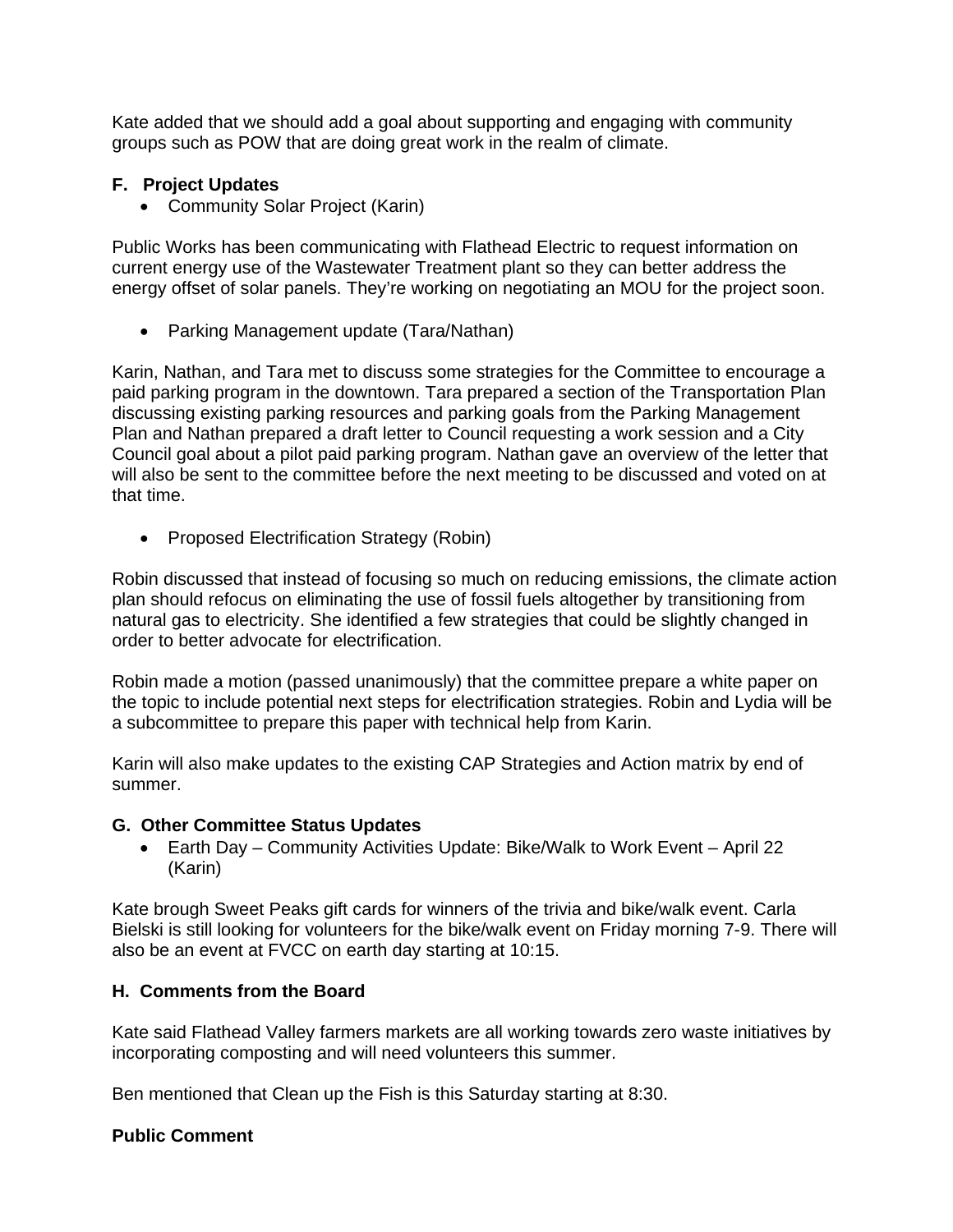Kate added that we should add a goal about supporting and engaging with community groups such as POW that are doing great work in the realm of climate.

**F. Project Updates**

- Community Solar Project (Karin)

Public Works has been communicating with Flathead Electric to request information on current energy use of the Wastewater Treatment plant so they can better address the energy offset of solar panels. They're working on negotiating an MOU for the project soon.

- Parking Management update (Tara/Nathan)

Karin, Nathan, and Tara met to discuss some strategies for the Committee to encourage a paid parking program in the downtown. Tara prepared a section of the Transportation Plan discussing existing parking resources and parking goals from the Parking Management Plan and Nathan prepared a draft letter to Council requesting a work session and a City Council goal about a pilot paid parking program. Nathan gave an overview of the letter that will also be sent to the committee before the next meeting to be discussed and voted on at that time.

- Proposed Electrification Strategy (Robin)

Robin discussed that instead of focusing so much on reducing emissions, the climate action plan should refocus on eliminating the use of fossil fuels altogether by transitioning from natural gas to electricity. She identified a few strategies that could be slightly changed in order to better advocate for electrification.

Robin made a motion (passed unanimously) that the committee prepare a white paper on the topic to include potential next steps for electrification strategies. Robin and Lydia will be a subcommittee to prepare this paper with technical help from Karin.

Karin will also make updates to the existing CAP Strategies and Action matrix by end of summer.

**G. Other Committee Status Updates**

- Earth Day – Community Activities Update: Bike/Walk to Work Event – April 22 (Karin)

Kate brough Sweet Peaks gift cards for winners of the trivia and bike/walk event. Carla Bielski is still looking for volunteers for the bike/walk event on Friday morning 7-9. There will also be an event at FVCC on earth day starting at 10:15.

**H. Comments from the Board**

Kate said Flathead Valley farmers markets are all working towards zero waste initiatives by incorporating composting and will need volunteers this summer.

Ben mentioned that Clean up the Fish is this Saturday starting at 8:30.

**Public Comment**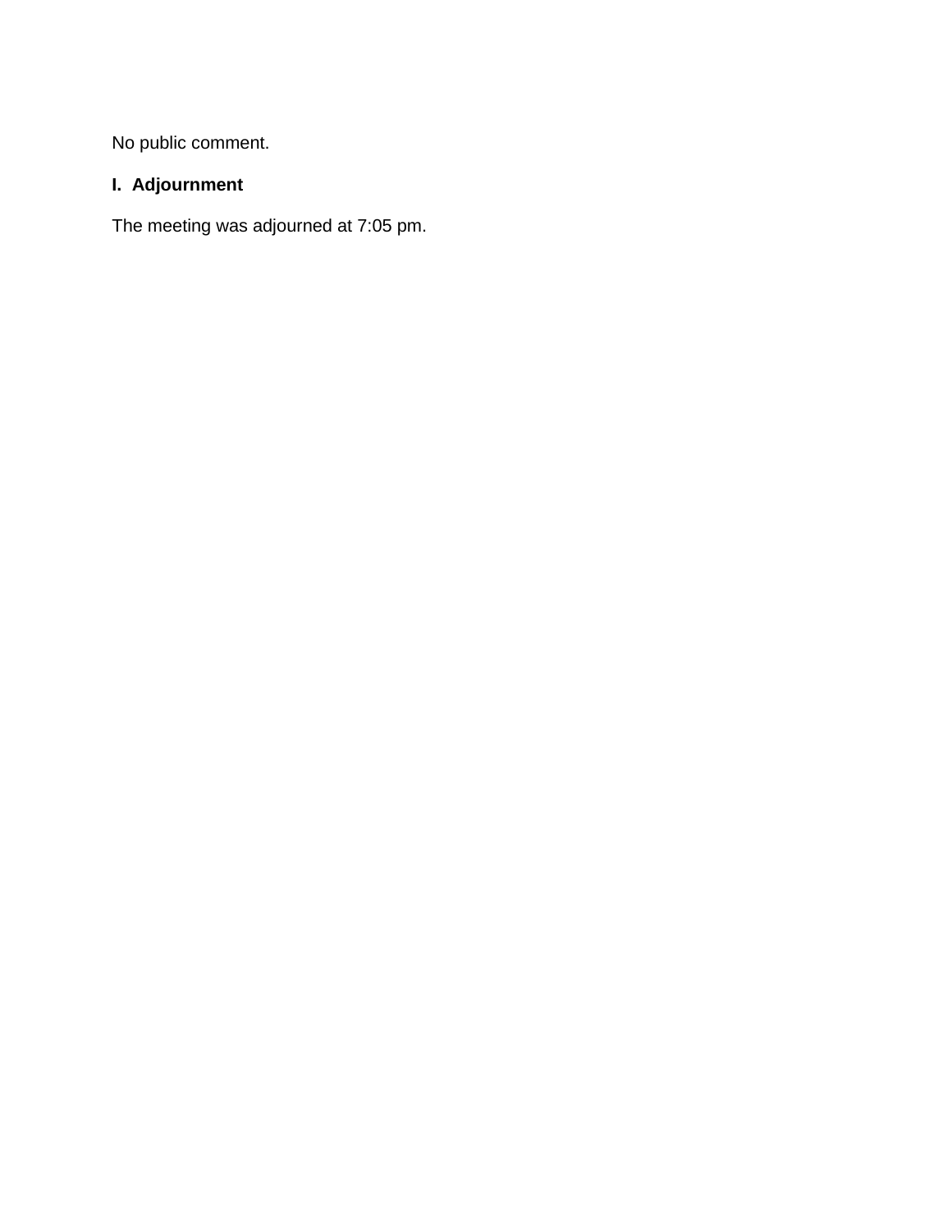No public comment.

**I. Adjournment**

The meeting was adjourned at 7:05 pm.